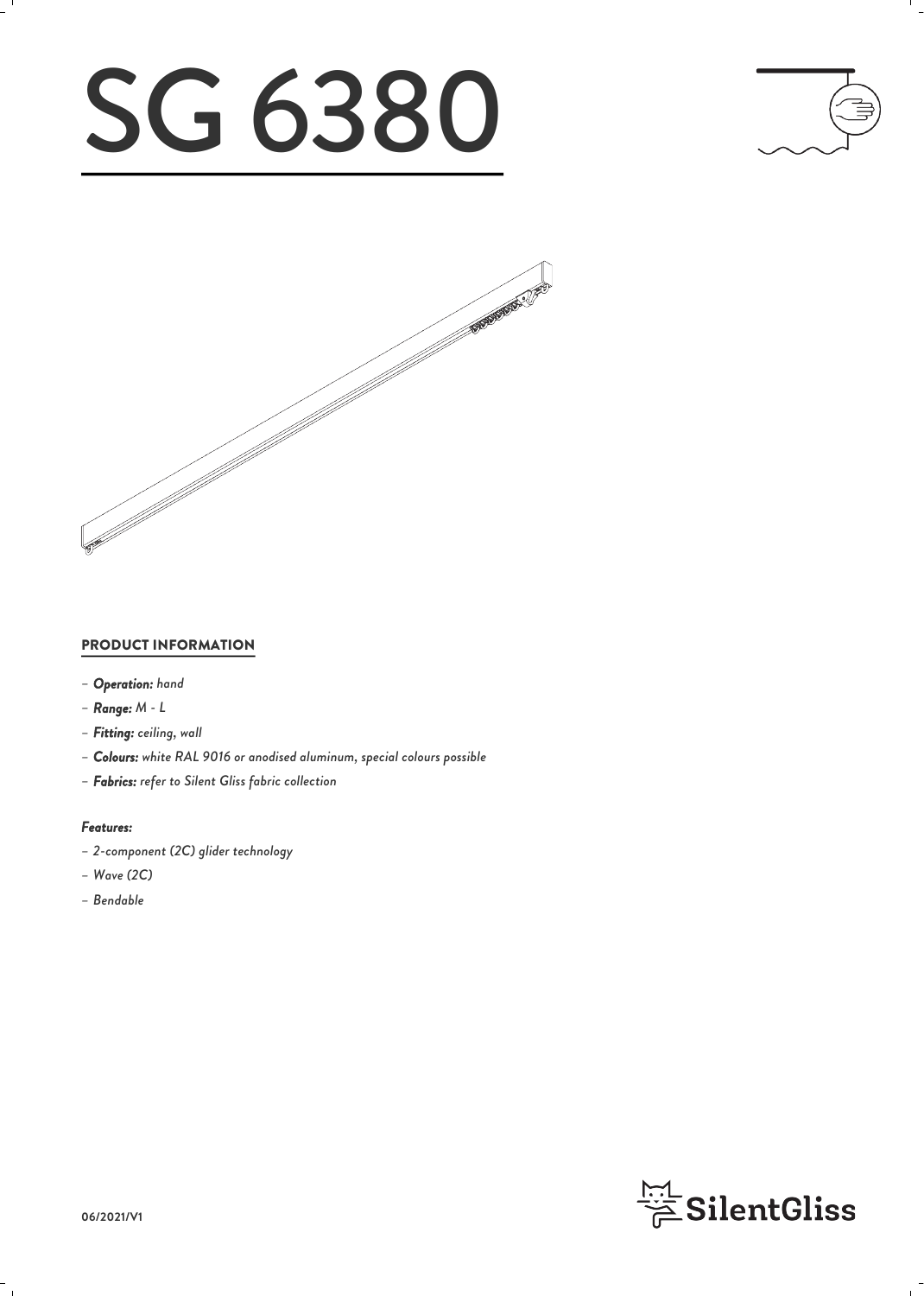# SG 6380

## PRODUCT INFORMATION

- ***Operation:*** *hand*
- ***Range:*** *M - L*
- ***Fitting:*** *ceiling, wall*
- ***Colours:*** *white RAL 9016 or anodised aluminum, special colours possible*
- ***Fabrics:*** *refer to Silent Gliss fabric collection*

### *Features:*

- *2-component (2C) glider technology*
- *Wave (2C)*
- *Bendable*

06/2021/V1

SilentGliss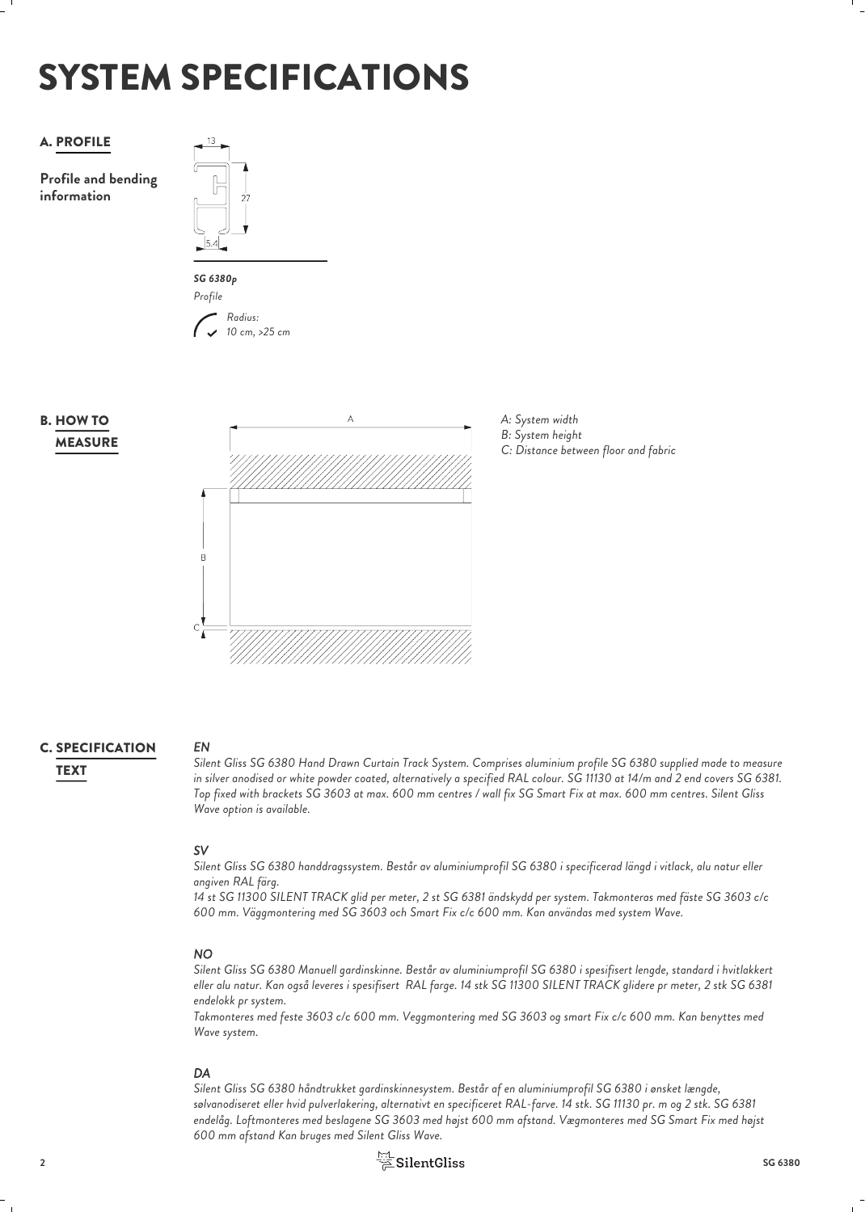# SYSTEM SPECIFICATIONS

## A. PROFILE

**Profile and bending information**

13

27

5.4

*SG 6380p*

*Profile*

*Radius:*
*10 cm, >25 cm*

## B. HOW TO MEASURE

A

B

C

*A: System width*
*B: System height*
*C: Distance between floor and fabric*

## C. SPECIFICATION TEXT

***EN***

*Silent Gliss SG 6380 Hand Drawn Curtain Track System. Comprises aluminium profile SG 6380 supplied made to measure in silver anodised or white powder coated, alternatively a specified RAL colour. SG 11130 at 14/m and 2 end covers SG 6381. Top fixed with brackets SG 3603 at max. 600 mm centres / wall fix SG Smart Fix at max. 600 mm centres. Silent Gliss Wave option is available.*

***SV***

*Silent Gliss SG 6380 handdragssystem. Består av aluminiumprofil SG 6380 i specificerad längd i vitlack, alu natur eller angiven RAL färg.*
*14 st SG 11300 SILENT TRACK glid per meter, 2 st SG 6381 ändskydd per system. Takmonteras med fäste SG 3603 c/c 600 mm. Väggmontering med SG 3603 och Smart Fix c/c 600 mm. Kan användas med system Wave.*

***NO***

*Silent Gliss SG 6380 Manuell gardinskinne. Består av aluminiumprofil SG 6380 i spesifisert lengde, standard i hvitlakkert eller alu natur. Kan også leveres i spesifisert RAL farge. 14 stk SG 11300 SILENT TRACK glidere pr meter, 2 stk SG 6381 endelokk pr system.*
*Takmonteres med feste 3603 c/c 600 mm. Veggmontering med SG 3603 og smart Fix c/c 600 mm. Kan benyttes med Wave system.*

***DA***

*Silent Gliss SG 6380 håndtrukket gardinskinnesystem. Består af en aluminiumprofil SG 6380 i ønsket længde, sølvanodiseret eller hvid pulverlakering, alternativt en specificeret RAL-farve. 14 stk. SG 11130 pr. m og 2 stk. SG 6381 endelåg. Loftmonteres med beslagene SG 3603 med højst 600 mm afstand. Vægmonteres med SG Smart Fix med højst 600 mm afstand Kan bruges med Silent Gliss Wave.*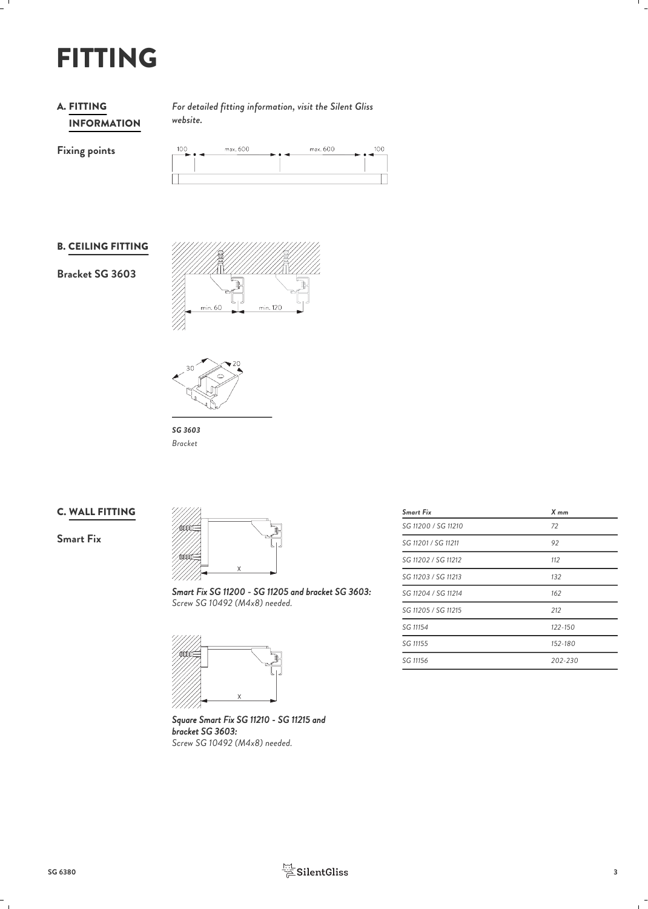# FITTING

## A. FITTING INFORMATION

*For detailed fitting information, visit the Silent Gliss website.*

**Fixing points**

100 max. 600 max. 600 100

## B. CEILING FITTING

**Bracket SG 3603**

min. 60 min. 120

30 20

***SG 3603***
*Bracket*

## C. WALL FITTING

**Smart Fix**

X

***Smart Fix SG 11200 - SG 11205 and bracket SG 3603:***
*Screw SG 10492 (M4x8) needed.*

X

***Square Smart Fix SG 11210 - SG 11215 and bracket SG 3603:***
*Screw SG 10492 (M4x8) needed.*

| *Smart Fix* | *X mm* |
|---|---|
| *SG 11200 / SG 11210* | *72* |
| *SG 11201 / SG 11211* | *92* |
| *SG 11202 / SG 11212* | *112* |
| *SG 11203 / SG 11213* | *132* |
| *SG 11204 / SG 11214* | *162* |
| *SG 11205 / SG 11215* | *212* |
| *SG 11154* | *122-150* |
| *SG 11155* | *152-180* |
| *SG 11156* | *202-230* |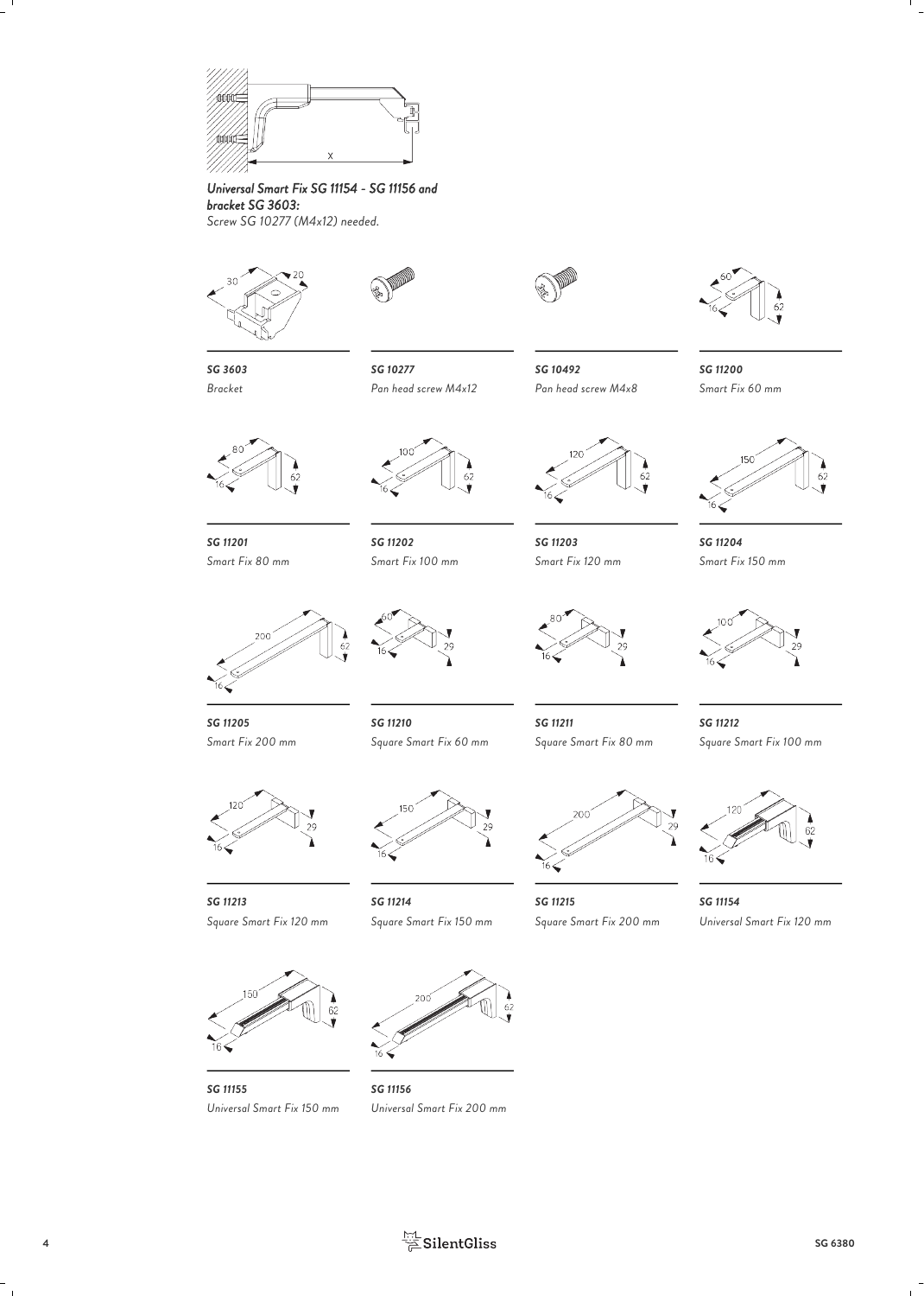***Universal Smart Fix SG 11154 - SG 11156 and bracket SG 3603:***
*Screw SG 10277 (M4x12) needed.*

***SG 3603***
*Bracket*

***SG 10277***
*Pan head screw M4x12*

***SG 10492***
*Pan head screw M4x8*

***SG 11200***
*Smart Fix 60 mm*

***SG 11201***
*Smart Fix 80 mm*

***SG 11202***
*Smart Fix 100 mm*

***SG 11203***
*Smart Fix 120 mm*

***SG 11204***
*Smart Fix 150 mm*

***SG 11205***
*Smart Fix 200 mm*

***SG 11210***
*Square Smart Fix 60 mm*

***SG 11211***
*Square Smart Fix 80 mm*

***SG 11212***
*Square Smart Fix 100 mm*

***SG 11213***
*Square Smart Fix 120 mm*

***SG 11214***
*Square Smart Fix 150 mm*

***SG 11215***
*Square Smart Fix 200 mm*

***SG 11154***
*Universal Smart Fix 120 mm*

***SG 11155***
*Universal Smart Fix 150 mm*

***SG 11156***
*Universal Smart Fix 200 mm*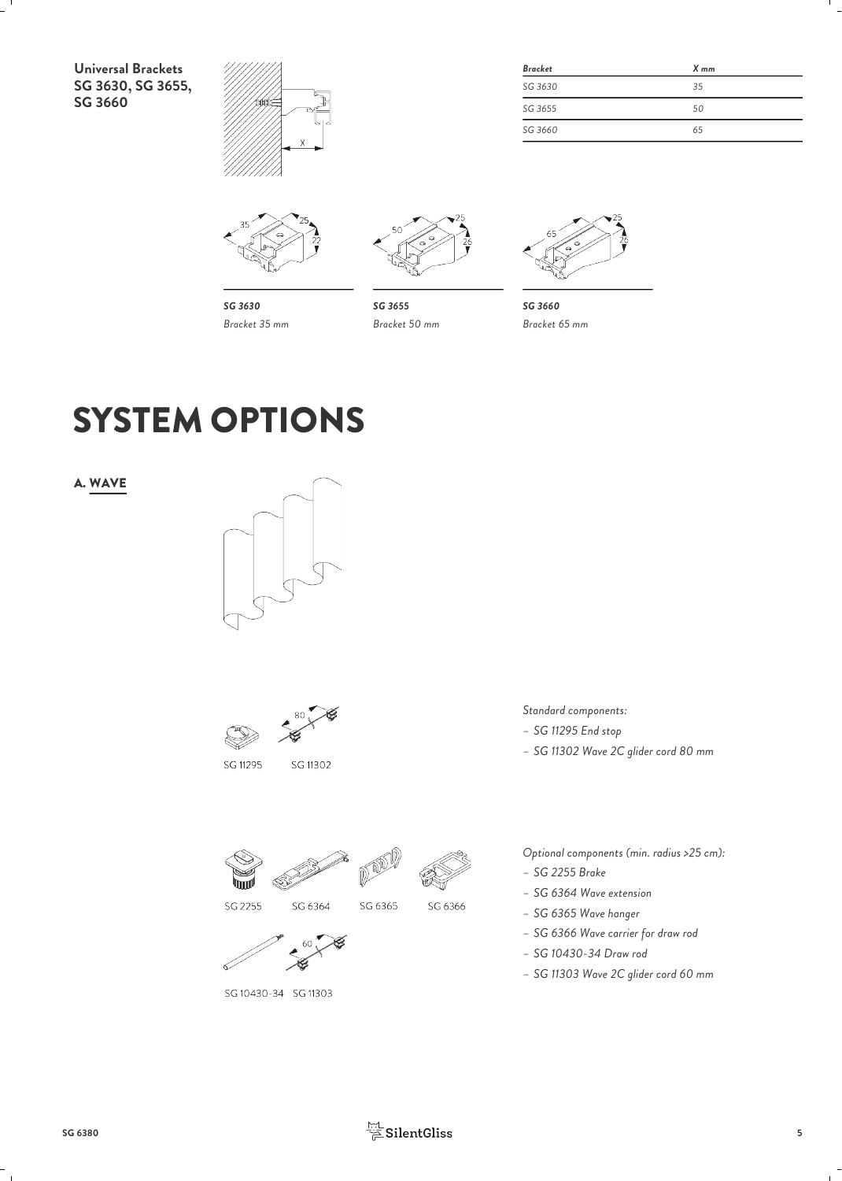**Universal Brackets SG 3630, SG 3655, SG 3660**

| *Bracket* | *X mm* |
| --- | --- |
| *SG 3630* | *35* |
| *SG 3655* | *50* |
| *SG 3660* | *65* |

***SG 3630***
*Bracket 35 mm*

***SG 3655***
*Bracket 50 mm*

***SG 3660***
*Bracket 65 mm*

# SYSTEM OPTIONS

## A. WAVE

SG 11295 SG 11302

*Standard components:*

- *SG 11295 End stop*
- *SG 11302 Wave 2C glider cord 80 mm*

SG 2255 SG 6364 SG 6365 SG 6366

SG 10430-34 SG 11303

*Optional components (min. radius >25 cm):*

- *SG 2255 Brake*
- *SG 6364 Wave extension*
- *SG 6365 Wave hanger*
- *SG 6366 Wave carrier for draw rod*
- *SG 10430-34 Draw rod*
- *SG 11303 Wave 2C glider cord 60 mm*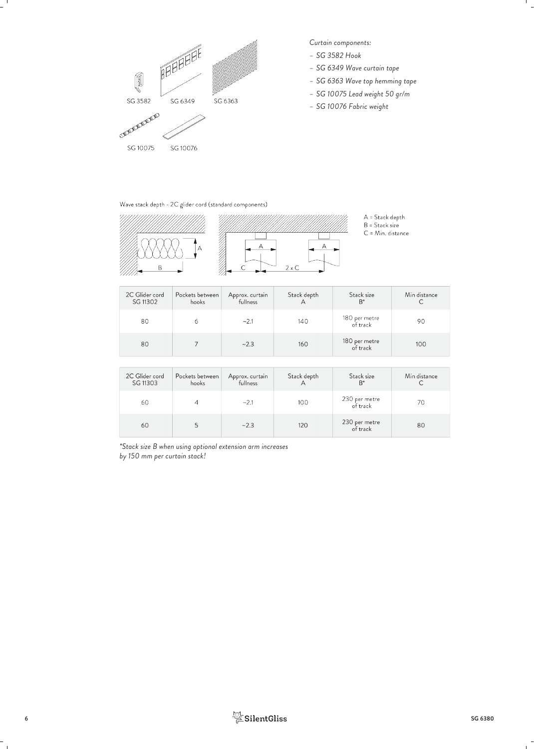SG 3582 SG 6349 SG 6363

SG 10075 SG 10076

*Curtain components:*

- *SG 3582 Hook*
- *SG 6349 Wave curtain tape*
- *SG 6363 Wave top hemming tape*
- *SG 10075 Lead weight 50 gr/m*
- *SG 10076 Fabric weight*

Wave stack depth - 2C glider cord (standard components)

A = Stack depth
B = Stack size
C = Min. distance

| 2C Glider cord SG 11302 | Pockets between hooks | Approx. curtain fullness | Stack depth A | Stack size B* | Min distance C |
|---|---|---|---|---|---|
| 80 | 6 | ~2.1 | 140 | 180 per metre of track | 90 |
| 80 | 7 | ~2.3 | 160 | 180 per metre of track | 100 |

| 2C Glider cord SG 11303 | Pockets between hooks | Approx. curtain fullness | Stack depth A | Stack size B* | Min distance C |
|---|---|---|---|---|---|
| 60 | 4 | ~2.1 | 100 | 230 per metre of track | 70 |
| 60 | 5 | ~2.3 | 120 | 230 per metre of track | 80 |

*\*Stack size B when using optional extension arm increases by 150 mm per curtain stack!*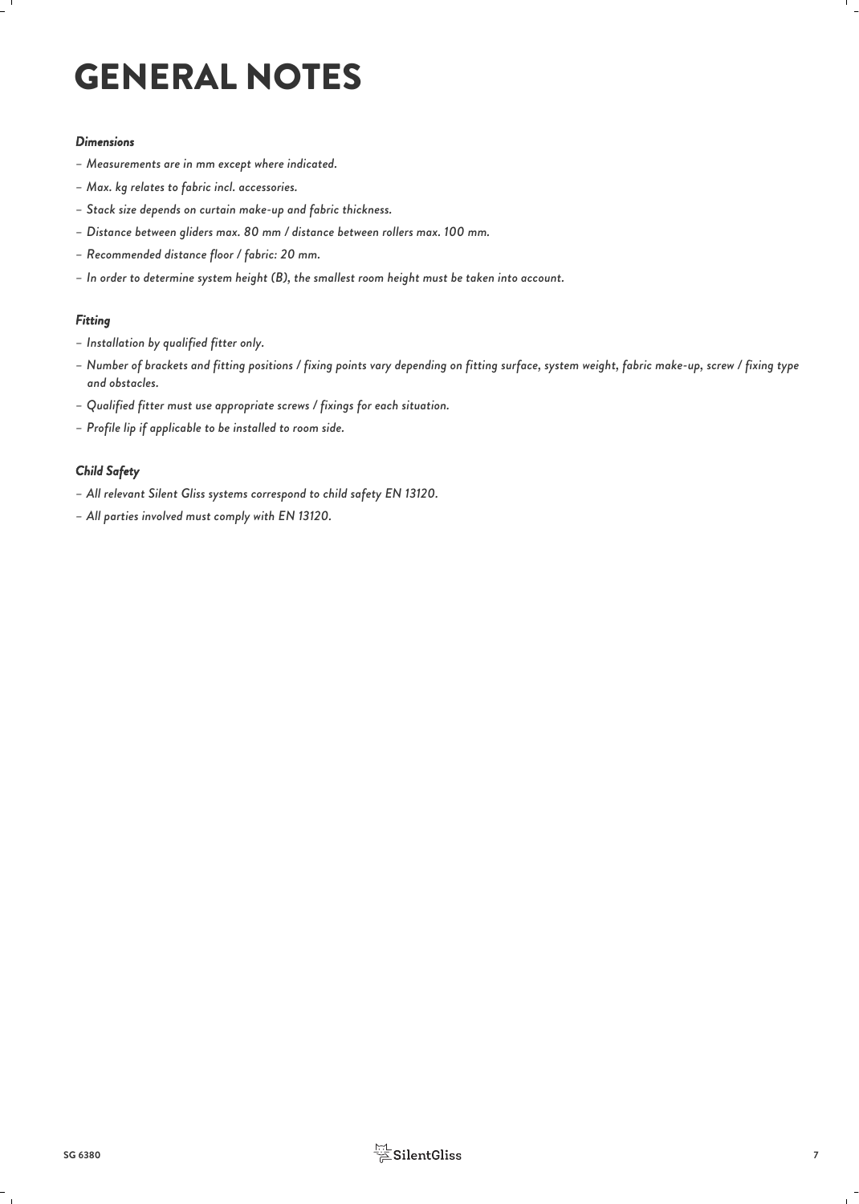# GENERAL NOTES

***Dimensions***

- *Measurements are in mm except where indicated.*
- *Max. kg relates to fabric incl. accessories.*
- *Stack size depends on curtain make-up and fabric thickness.*
- *Distance between gliders max. 80 mm / distance between rollers max. 100 mm.*
- *Recommended distance floor / fabric: 20 mm.*
- *In order to determine system height (B), the smallest room height must be taken into account.*

***Fitting***

- *Installation by qualified fitter only.*
- *Number of brackets and fitting positions / fixing points vary depending on fitting surface, system weight, fabric make-up, screw / fixing type and obstacles.*
- *Qualified fitter must use appropriate screws / fixings for each situation.*
- *Profile lip if applicable to be installed to room side.*

***Child Safety***

- *All relevant Silent Gliss systems correspond to child safety EN 13120.*
- *All parties involved must comply with EN 13120.*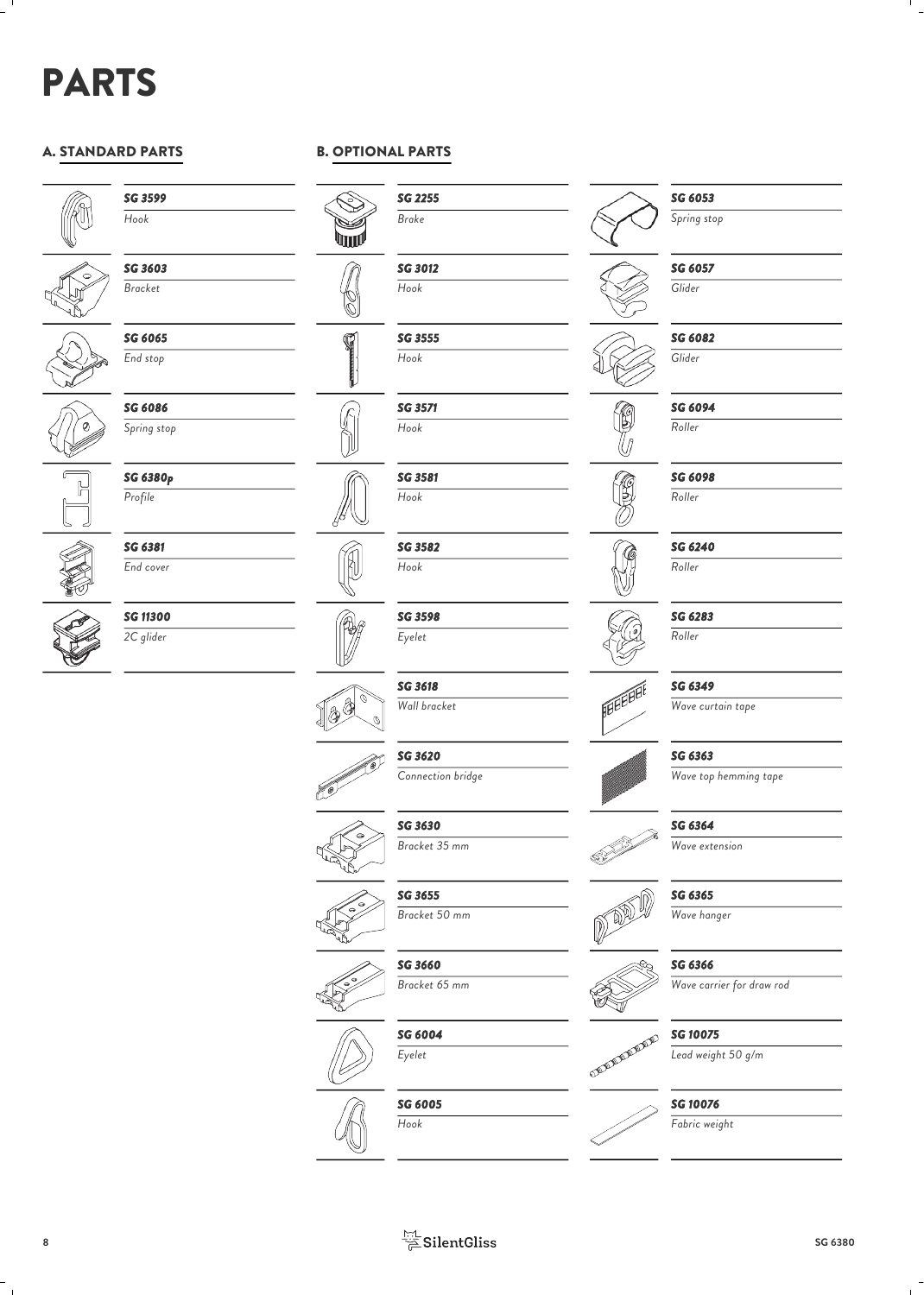# PARTS

## A. STANDARD PARTS

| Part | Description |
|---|---|
| *SG 3599* | *Hook* |
| *SG 3603* | *Bracket* |
| *SG 6065* | *End stop* |
| *SG 6086* | *Spring stop* |
| *SG 6380p* | *Profile* |
| *SG 6381* | *End cover* |
| *SG 11300* | *2C glider* |

## B. OPTIONAL PARTS

| Part | Description |
|---|---|
| *SG 2255* | *Brake* |
| *SG 3012* | *Hook* |
| *SG 3555* | *Hook* |
| *SG 3571* | *Hook* |
| *SG 3581* | *Hook* |
| *SG 3582* | *Hook* |
| *SG 3598* | *Eyelet* |
| *SG 3618* | *Wall bracket* |
| *SG 3620* | *Connection bridge* |
| *SG 3630* | *Bracket 35 mm* |
| *SG 3655* | *Bracket 50 mm* |
| *SG 3660* | *Bracket 65 mm* |
| *SG 6004* | *Eyelet* |
| *SG 6005* | *Hook* |
| *SG 6053* | *Spring stop* |
| *SG 6057* | *Glider* |
| *SG 6082* | *Glider* |
| *SG 6094* | *Roller* |
| *SG 6098* | *Roller* |
| *SG 6240* | *Roller* |
| *SG 6283* | *Roller* |
| *SG 6349* | *Wave curtain tape* |
| *SG 6363* | *Wave top hemming tape* |
| *SG 6364* | *Wave extension* |
| *SG 6365* | *Wave hanger* |
| *SG 6366* | *Wave carrier for draw rod* |
| *SG 10075* | *Lead weight 50 g/m* |
| *SG 10076* | *Fabric weight* |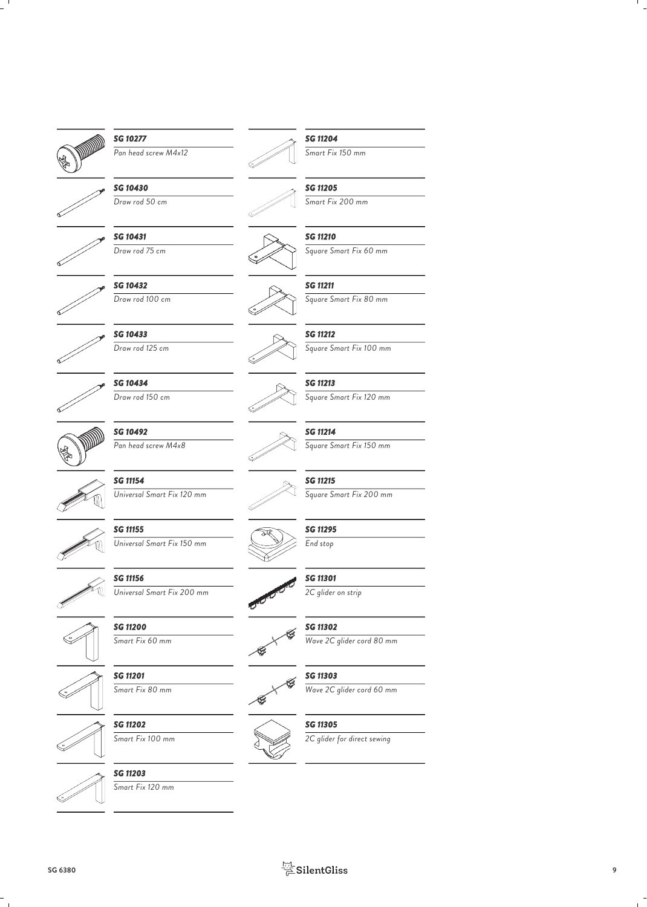**SG 10277**
Pan head screw M4x12

**SG 10430**
Draw rod 50 cm

**SG 10431**
Draw rod 75 cm

**SG 10432**
Draw rod 100 cm

**SG 10433**
Draw rod 125 cm

**SG 10434**
Draw rod 150 cm

**SG 10492**
Pan head screw M4x8

**SG 11154**
Universal Smart Fix 120 mm

**SG 11155**
Universal Smart Fix 150 mm

**SG 11156**
Universal Smart Fix 200 mm

**SG 11200**
Smart Fix 60 mm

**SG 11201**
Smart Fix 80 mm

**SG 11202**
Smart Fix 100 mm

**SG 11203**
Smart Fix 120 mm

**SG 11204**
Smart Fix 150 mm

**SG 11205**
Smart Fix 200 mm

**SG 11210**
Square Smart Fix 60 mm

**SG 11211**
Square Smart Fix 80 mm

**SG 11212**
Square Smart Fix 100 mm

**SG 11213**
Square Smart Fix 120 mm

**SG 11214**
Square Smart Fix 150 mm

**SG 11215**
Square Smart Fix 200 mm

**SG 11295**
End stop

**SG 11301**
2C glider on strip

**SG 11302**
Wave 2C glider cord 80 mm

**SG 11303**
Wave 2C glider cord 60 mm

**SG 11305**
2C glider for direct sewing